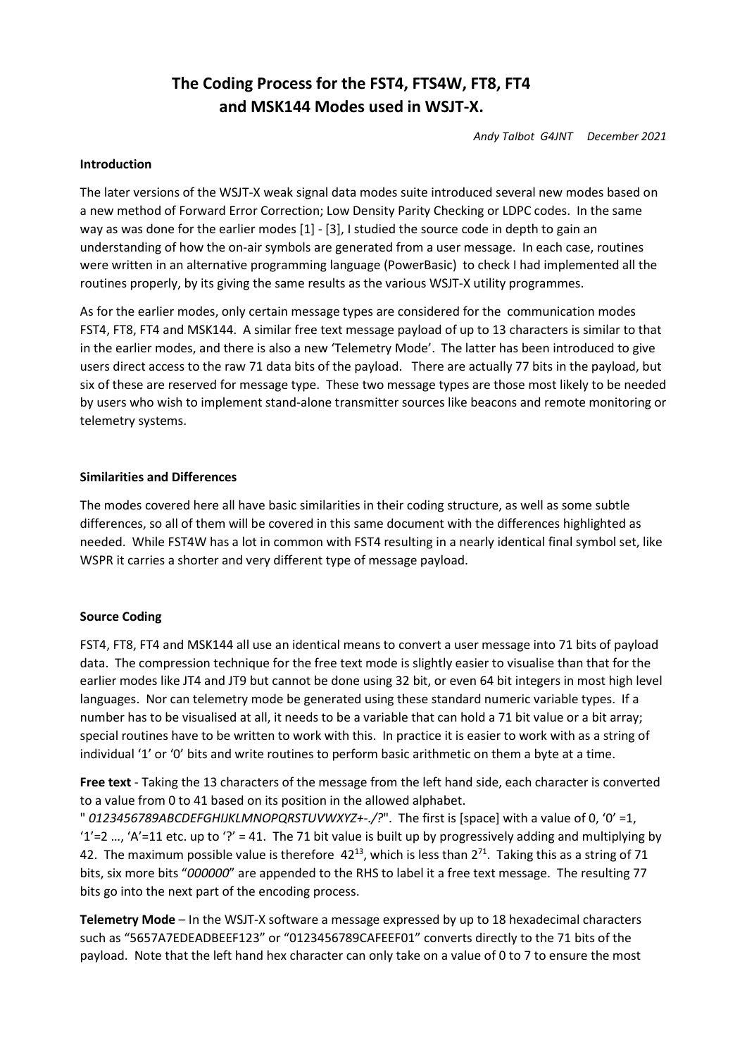# The Coding Process for the FST4, FTS4W, FT8, FT4 and MSK144 Modes used in WSJT-X.

*Andy Talbot G4JNT December 2021*

**Introduction**

The later versions of the WSJT-X weak signal data modes suite introduced several new modes based on a new method of Forward Error Correction; Low Density Parity Checking or LDPC codes. In the same way as was done for the earlier modes [1] - [3], I studied the source code in depth to gain an understanding of how the on-air symbols are generated from a user message. In each case, routines were written in an alternative programming language (PowerBasic) to check I had implemented all the routines properly, by its giving the same results as the various WSJT-X utility programmes.

As for the earlier modes, only certain message types are considered for the communication modes FST4, FT8, FT4 and MSK144. A similar free text message payload of up to 13 characters is similar to that in the earlier modes, and there is also a new 'Telemetry Mode'. The latter has been introduced to give users direct access to the raw 71 data bits of the payload. There are actually 77 bits in the payload, but six of these are reserved for message type. These two message types are those most likely to be needed by users who wish to implement stand-alone transmitter sources like beacons and remote monitoring or telemetry systems.

**Similarities and Differences**

The modes covered here all have basic similarities in their coding structure, as well as some subtle differences, so all of them will be covered in this same document with the differences highlighted as needed. While FST4W has a lot in common with FST4 resulting in a nearly identical final symbol set, like WSPR it carries a shorter and very different type of message payload.

**Source Coding**

FST4, FT8, FT4 and MSK144 all use an identical means to convert a user message into 71 bits of payload data. The compression technique for the free text mode is slightly easier to visualise than that for the earlier modes like JT4 and JT9 but cannot be done using 32 bit, or even 64 bit integers in most high level languages. Nor can telemetry mode be generated using these standard numeric variable types. If a number has to be visualised at all, it needs to be a variable that can hold a 71 bit value or a bit array; special routines have to be written to work with this. In practice it is easier to work with as a string of individual '1' or '0' bits and write routines to perform basic arithmetic on them a byte at a time.

**Free text** - Taking the 13 characters of the message from the left hand side, each character is converted to a value from 0 to 41 based on its position in the allowed alphabet.
" *0123456789ABCDEFGHIJKLMNOPQRSTUVWXYZ+-./?*". The first is [space] with a value of 0, '0' =1, '1'=2 …, 'A'=11 etc. up to '?' = 41. The 71 bit value is built up by progressively adding and multiplying by 42. The maximum possible value is therefore $42^{13}$, which is less than $2^{71}$. Taking this as a string of 71 bits, six more bits "*000000*" are appended to the RHS to label it a free text message. The resulting 77 bits go into the next part of the encoding process.

**Telemetry Mode** – In the WSJT-X software a message expressed by up to 18 hexadecimal characters such as "5657A7EDEADBEEF123" or "0123456789CAFEEF01" converts directly to the 71 bits of the payload. Note that the left hand hex character can only take on a value of 0 to 7 to ensure the most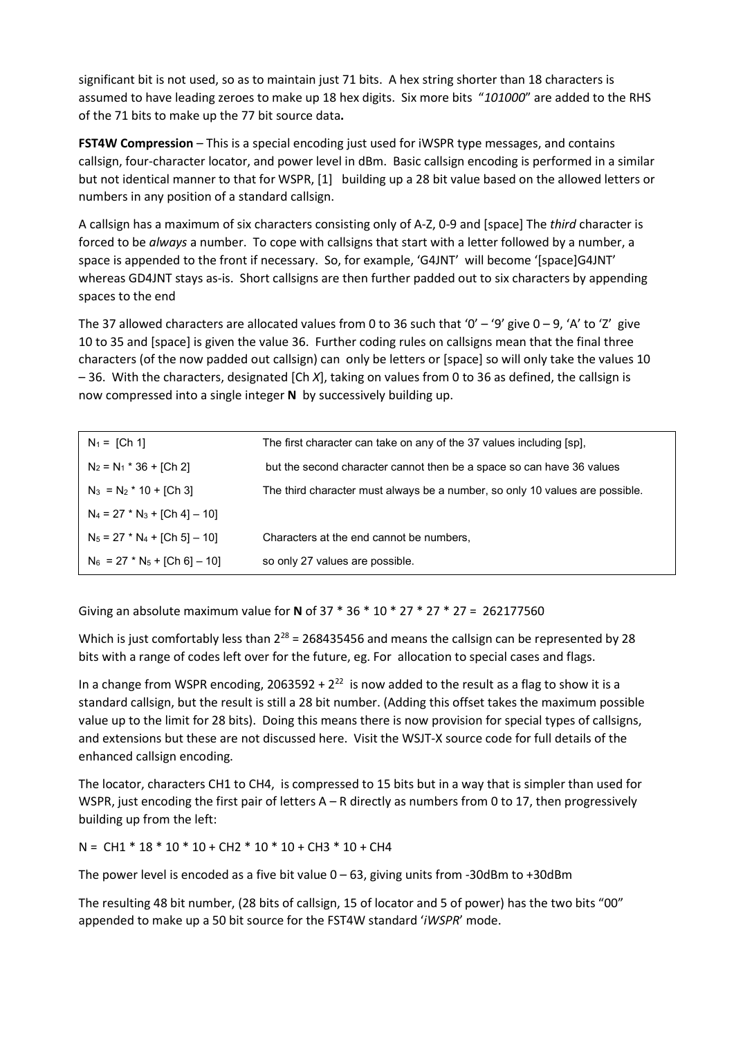significant bit is not used, so as to maintain just 71 bits. A hex string shorter than 18 characters is assumed to have leading zeroes to make up 18 hex digits. Six more bits "*101000*" are added to the RHS of the 71 bits to make up the 77 bit source data**.**

**FST4W Compression** – This is a special encoding just used for iWSPR type messages, and contains callsign, four-character locator, and power level in dBm. Basic callsign encoding is performed in a similar but not identical manner to that for WSPR, [1] building up a 28 bit value based on the allowed letters or numbers in any position of a standard callsign.

A callsign has a maximum of six characters consisting only of A-Z, 0-9 and [space] The *third* character is forced to be *always* a number. To cope with callsigns that start with a letter followed by a number, a space is appended to the front if necessary. So, for example, 'G4JNT' will become '[space]G4JNT' whereas GD4JNT stays as-is. Short callsigns are then further padded out to six characters by appending spaces to the end

The 37 allowed characters are allocated values from 0 to 36 such that '0' – '9' give 0 – 9, 'A' to 'Z' give 10 to 35 and [space] is given the value 36. Further coding rules on callsigns mean that the final three characters (of the now padded out callsign) can only be letters or [space] so will only take the values 10 – 36. With the characters, designated [Ch *X*], taking on values from 0 to 36 as defined, the callsign is now compressed into a single integer **N** by successively building up.

| | |
|---|---|
| $N_1$ = [Ch 1] | The first character can take on any of the 37 values including [sp], |
| $N_2 = N_1 * 36$ + [Ch 2] | but the second character cannot then be a space so can have 36 values |
| $N_3 = N_2 * 10$ + [Ch 3] | The third character must always be a number, so only 10 values are possible. |
| $N_4 = 27 * N_3$ + [Ch 4] – 10] | |
| $N_5 = 27 * N_4$ + [Ch 5] – 10] | Characters at the end cannot be numbers, |
| $N_6 = 27 * N_5$ + [Ch 6] – 10] | so only 27 values are possible. |

Giving an absolute maximum value for **N** of 37 * 36 * 10 * 27 * 27 * 27 = 262177560

Which is just comfortably less than $2^{28}$ = 268435456 and means the callsign can be represented by 28 bits with a range of codes left over for the future, eg. For allocation to special cases and flags.

In a change from WSPR encoding, 2063592 + $2^{22}$ is now added to the result as a flag to show it is a standard callsign, but the result is still a 28 bit number. (Adding this offset takes the maximum possible value up to the limit for 28 bits). Doing this means there is now provision for special types of callsigns, and extensions but these are not discussed here. Visit the WSJT-X source code for full details of the enhanced callsign encoding.

The locator, characters CH1 to CH4, is compressed to 15 bits but in a way that is simpler than used for WSPR, just encoding the first pair of letters A – R directly as numbers from 0 to 17, then progressively building up from the left:

N = CH1 * 18 * 10 * 10 + CH2 * 10 * 10 + CH3 * 10 + CH4

The power level is encoded as a five bit value 0 – 63, giving units from -30dBm to +30dBm

The resulting 48 bit number, (28 bits of callsign, 15 of locator and 5 of power) has the two bits "00" appended to make up a 50 bit source for the FST4W standard '*iWSPR*' mode.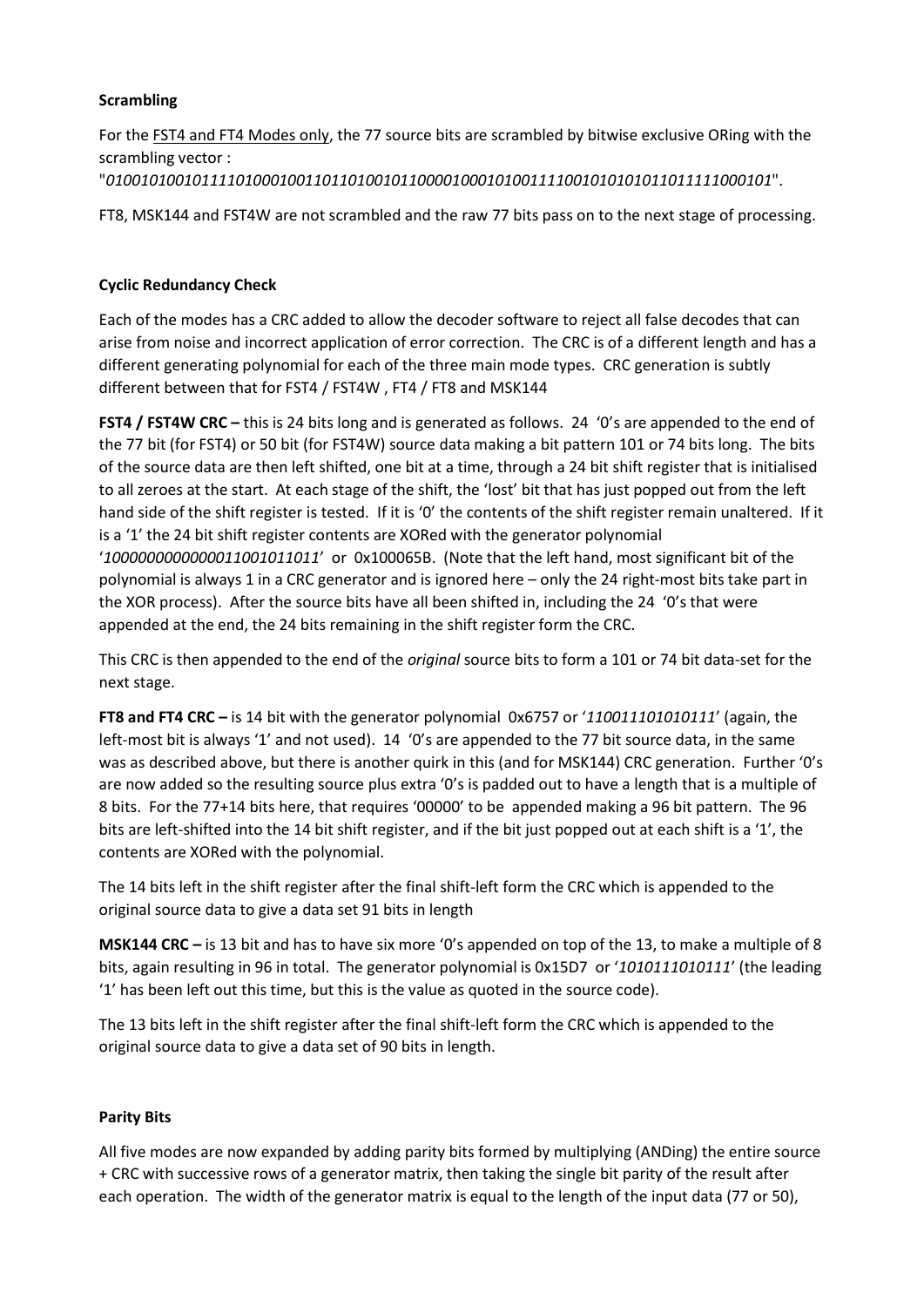**Scrambling**

For the FST4 and FT4 Modes only, the 77 source bits are scrambled by bitwise exclusive ORing with the scrambling vector :
"*01001010010111101000100110110100101100001000101001111001010101011011111000101*".

FT8, MSK144 and FST4W are not scrambled and the raw 77 bits pass on to the next stage of processing.

**Cyclic Redundancy Check**

Each of the modes has a CRC added to allow the decoder software to reject all false decodes that can arise from noise and incorrect application of error correction. The CRC is of a different length and has a different generating polynomial for each of the three main mode types. CRC generation is subtly different between that for FST4 / FST4W , FT4 / FT8 and MSK144

**FST4 / FST4W CRC –** this is 24 bits long and is generated as follows. 24 '0's are appended to the end of the 77 bit (for FST4) or 50 bit (for FST4W) source data making a bit pattern 101 or 74 bits long. The bits of the source data are then left shifted, one bit at a time, through a 24 bit shift register that is initialised to all zeroes at the start. At each stage of the shift, the 'lost' bit that has just popped out from the left hand side of the shift register is tested. If it is '0' the contents of the shift register remain unaltered. If it is a '1' the 24 bit shift register contents are XORed with the generator polynomial '*1000000000000011001011011*' or 0x100065B. (Note that the left hand, most significant bit of the polynomial is always 1 in a CRC generator and is ignored here – only the 24 right-most bits take part in the XOR process). After the source bits have all been shifted in, including the 24 '0's that were appended at the end, the 24 bits remaining in the shift register form the CRC.

This CRC is then appended to the end of the *original* source bits to form a 101 or 74 bit data-set for the next stage.

**FT8 and FT4 CRC –** is 14 bit with the generator polynomial 0x6757 or '*110011101010111*' (again, the left-most bit is always '1' and not used). 14 '0's are appended to the 77 bit source data, in the same was as described above, but there is another quirk in this (and for MSK144) CRC generation. Further '0's are now added so the resulting source plus extra '0's is padded out to have a length that is a multiple of 8 bits. For the 77+14 bits here, that requires '00000' to be appended making a 96 bit pattern. The 96 bits are left-shifted into the 14 bit shift register, and if the bit just popped out at each shift is a '1', the contents are XORed with the polynomial.

The 14 bits left in the shift register after the final shift-left form the CRC which is appended to the original source data to give a data set 91 bits in length

**MSK144 CRC –** is 13 bit and has to have six more '0's appended on top of the 13, to make a multiple of 8 bits, again resulting in 96 in total. The generator polynomial is 0x15D7 or '*1010111010111*' (the leading '1' has been left out this time, but this is the value as quoted in the source code).

The 13 bits left in the shift register after the final shift-left form the CRC which is appended to the original source data to give a data set of 90 bits in length.

**Parity Bits**

All five modes are now expanded by adding parity bits formed by multiplying (ANDing) the entire source + CRC with successive rows of a generator matrix, then taking the single bit parity of the result after each operation. The width of the generator matrix is equal to the length of the input data (77 or 50),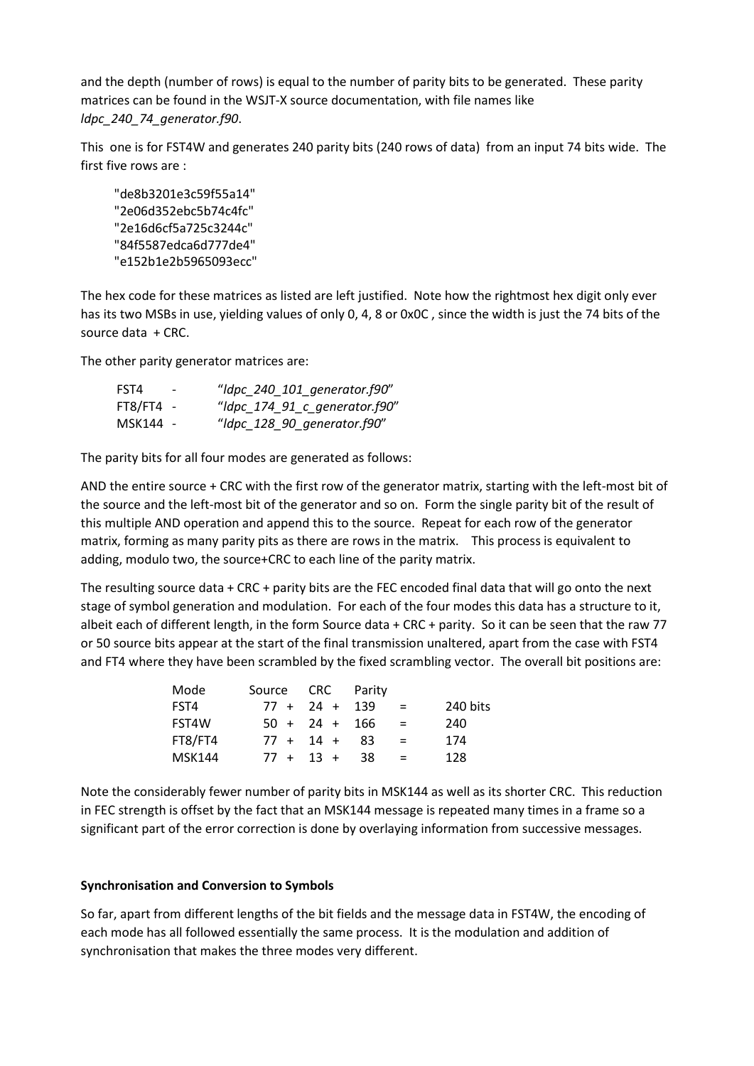and the depth (number of rows) is equal to the number of parity bits to be generated. These parity matrices can be found in the WSJT-X source documentation, with file names like *ldpc_240_74_generator.f90*.

This one is for FST4W and generates 240 parity bits (240 rows of data) from an input 74 bits wide. The first five rows are :

```
"de8b3201e3c59f55a14"
"2e06d352ebc5b74c4fc"
"2e16d6cf5a725c3244c"
"84f5587edca6d777de4"
"e152b1e2b5965093ecc"
```

The hex code for these matrices as listed are left justified. Note how the rightmost hex digit only ever has its two MSBs in use, yielding values of only 0, 4, 8 or 0x0C , since the width is just the 74 bits of the source data + CRC.

The other parity generator matrices are:

| | | |
|---|---|---|
| FST4 | - | "*ldpc_240_101_generator.f90*" |
| FT8/FT4 | - | "*ldpc_174_91_c_generator.f90*" |
| MSK144 | - | "*ldpc_128_90_generator.f90*" |

The parity bits for all four modes are generated as follows:

AND the entire source + CRC with the first row of the generator matrix, starting with the left-most bit of the source and the left-most bit of the generator and so on. Form the single parity bit of the result of this multiple AND operation and append this to the source. Repeat for each row of the generator matrix, forming as many parity pits as there are rows in the matrix. This process is equivalent to adding, modulo two, the source+CRC to each line of the parity matrix.

The resulting source data + CRC + parity bits are the FEC encoded final data that will go onto the next stage of symbol generation and modulation. For each of the four modes this data has a structure to it, albeit each of different length, in the form Source data + CRC + parity. So it can be seen that the raw 77 or 50 source bits appear at the start of the final transmission unaltered, apart from the case with FST4 and FT4 where they have been scrambled by the fixed scrambling vector. The overall bit positions are:

| Mode | Source | | CRC | | Parity | | |
|---|---|---|---|---|---|---|---|
| FST4 | 77 | + | 24 | + | 139 | = | 240 bits |
| FST4W | 50 | + | 24 | + | 166 | = | 240 |
| FT8/FT4 | 77 | + | 14 | + | 83 | = | 174 |
| MSK144 | 77 | + | 13 | + | 38 | = | 128 |

Note the considerably fewer number of parity bits in MSK144 as well as its shorter CRC. This reduction in FEC strength is offset by the fact that an MSK144 message is repeated many times in a frame so a significant part of the error correction is done by overlaying information from successive messages.

**Synchronisation and Conversion to Symbols**

So far, apart from different lengths of the bit fields and the message data in FST4W, the encoding of each mode has all followed essentially the same process. It is the modulation and addition of synchronisation that makes the three modes very different.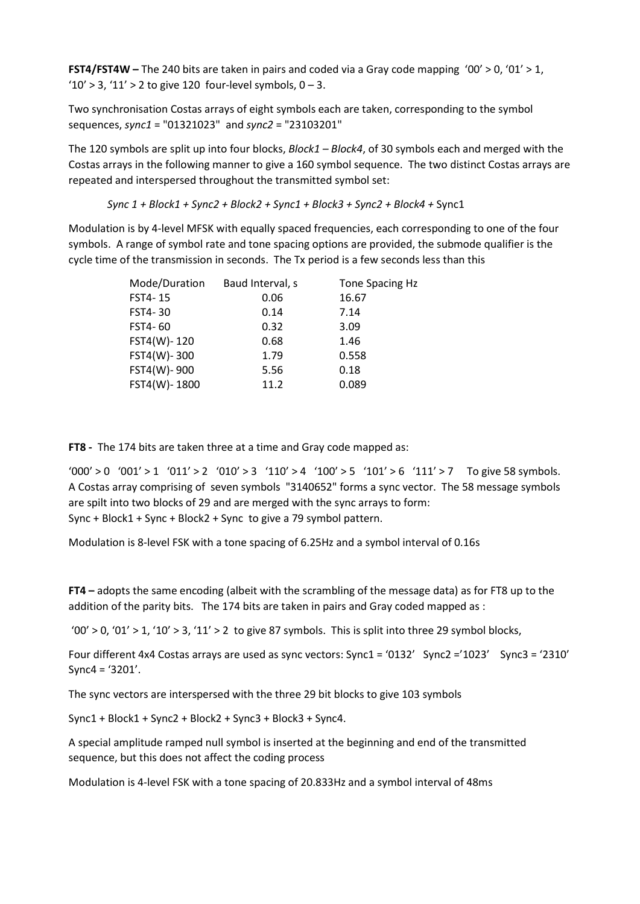**FST4/FST4W –** The 240 bits are taken in pairs and coded via a Gray code mapping '00' > 0, '01' > 1, '10' > 3, '11' > 2 to give 120 four-level symbols, 0 – 3.

Two synchronisation Costas arrays of eight symbols each are taken, corresponding to the symbol sequences, *sync1* = "01321023" and *sync2* = "23103201"

The 120 symbols are split up into four blocks, *Block1 – Block4*, of 30 symbols each and merged with the Costas arrays in the following manner to give a 160 symbol sequence. The two distinct Costas arrays are repeated and interspersed throughout the transmitted symbol set:

*Sync 1 + Block1 + Sync2 + Block2 + Sync1 + Block3 + Sync2 + Block4 +* Sync1

Modulation is by 4-level MFSK with equally spaced frequencies, each corresponding to one of the four symbols. A range of symbol rate and tone spacing options are provided, the submode qualifier is the cycle time of the transmission in seconds. The Tx period is a few seconds less than this

| Mode/Duration | Baud Interval, s | Tone Spacing Hz |
|---|---|---|
| FST4- 15 | 0.06 | 16.67 |
| FST4- 30 | 0.14 | 7.14 |
| FST4- 60 | 0.32 | 3.09 |
| FST4(W)- 120 | 0.68 | 1.46 |
| FST4(W)- 300 | 1.79 | 0.558 |
| FST4(W)- 900 | 5.56 | 0.18 |
| FST4(W)- 1800 | 11.2 | 0.089 |

**FT8 -** The 174 bits are taken three at a time and Gray code mapped as:

'000' > 0 '001' > 1 '011' > 2 '010' > 3 '110' > 4 '100' > 5 '101' > 6 '111' > 7 To give 58 symbols. A Costas array comprising of seven symbols "3140652" forms a sync vector. The 58 message symbols are spilt into two blocks of 29 and are merged with the sync arrays to form: Sync + Block1 + Sync + Block2 + Sync to give a 79 symbol pattern.

Modulation is 8-level FSK with a tone spacing of 6.25Hz and a symbol interval of 0.16s

**FT4 –** adopts the same encoding (albeit with the scrambling of the message data) as for FT8 up to the addition of the parity bits. The 174 bits are taken in pairs and Gray coded mapped as :

'00' > 0, '01' > 1, '10' > 3, '11' > 2 to give 87 symbols. This is split into three 29 symbol blocks,

Four different 4x4 Costas arrays are used as sync vectors: Sync1 = '0132' Sync2 ='1023' Sync3 = '2310' Sync4 = '3201'.

The sync vectors are interspersed with the three 29 bit blocks to give 103 symbols

Sync1 + Block1 + Sync2 + Block2 + Sync3 + Block3 + Sync4.

A special amplitude ramped null symbol is inserted at the beginning and end of the transmitted sequence, but this does not affect the coding process

Modulation is 4-level FSK with a tone spacing of 20.833Hz and a symbol interval of 48ms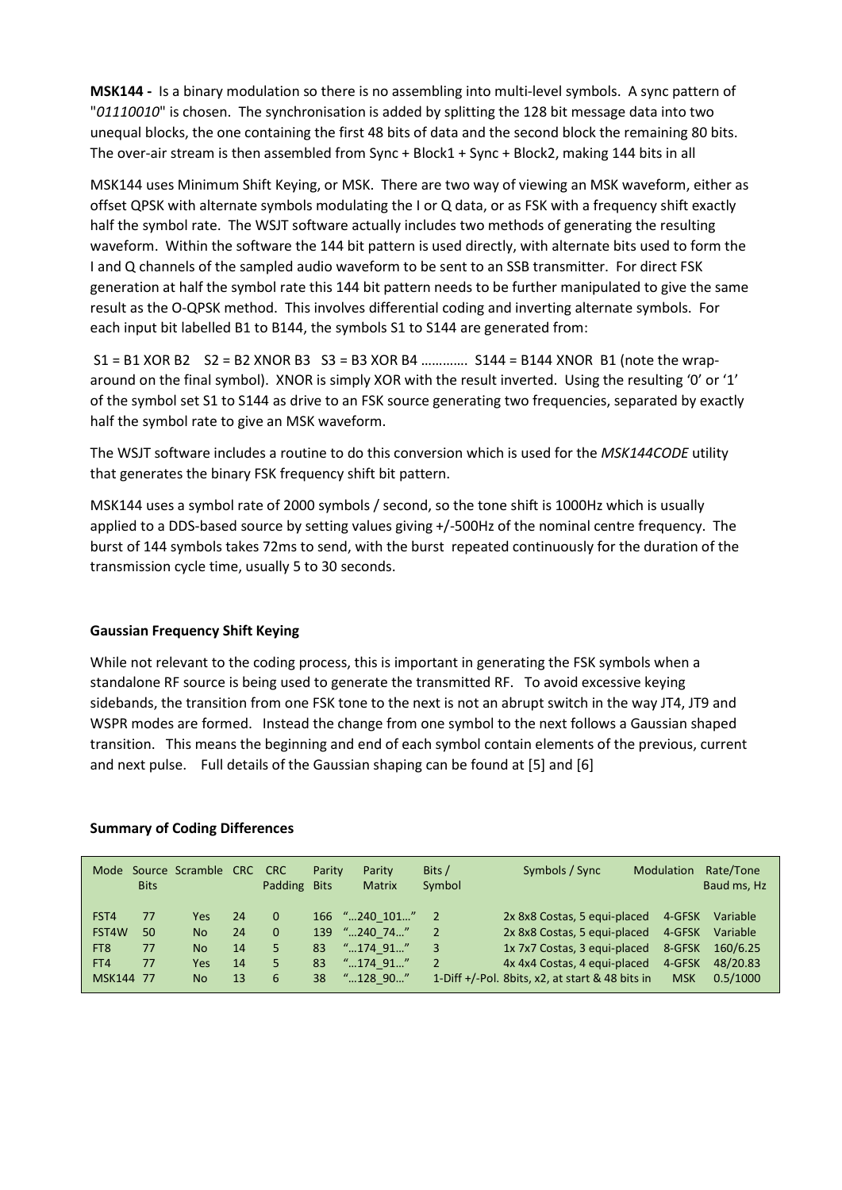**MSK144 -** Is a binary modulation so there is no assembling into multi-level symbols. A sync pattern of "*01110010*" is chosen. The synchronisation is added by splitting the 128 bit message data into two unequal blocks, the one containing the first 48 bits of data and the second block the remaining 80 bits. The over-air stream is then assembled from Sync + Block1 + Sync + Block2, making 144 bits in all

MSK144 uses Minimum Shift Keying, or MSK. There are two way of viewing an MSK waveform, either as offset QPSK with alternate symbols modulating the I or Q data, or as FSK with a frequency shift exactly half the symbol rate. The WSJT software actually includes two methods of generating the resulting waveform. Within the software the 144 bit pattern is used directly, with alternate bits used to form the I and Q channels of the sampled audio waveform to be sent to an SSB transmitter. For direct FSK generation at half the symbol rate this 144 bit pattern needs to be further manipulated to give the same result as the O-QPSK method. This involves differential coding and inverting alternate symbols. For each input bit labelled B1 to B144, the symbols S1 to S144 are generated from:

S1 = B1 XOR B2  S2 = B2 XNOR B3  S3 = B3 XOR B4 …………. S144 = B144 XNOR B1 (note the wrap-around on the final symbol). XNOR is simply XOR with the result inverted. Using the resulting '0' or '1' of the symbol set S1 to S144 as drive to an FSK source generating two frequencies, separated by exactly half the symbol rate to give an MSK waveform.

The WSJT software includes a routine to do this conversion which is used for the *MSK144CODE* utility that generates the binary FSK frequency shift bit pattern.

MSK144 uses a symbol rate of 2000 symbols / second, so the tone shift is 1000Hz which is usually applied to a DDS-based source by setting values giving +/-500Hz of the nominal centre frequency. The burst of 144 symbols takes 72ms to send, with the burst repeated continuously for the duration of the transmission cycle time, usually 5 to 30 seconds.

**Gaussian Frequency Shift Keying**

While not relevant to the coding process, this is important in generating the FSK symbols when a standalone RF source is being used to generate the transmitted RF. To avoid excessive keying sidebands, the transition from one FSK tone to the next is not an abrupt switch in the way JT4, JT9 and WSPR modes are formed. Instead the change from one symbol to the next follows a Gaussian shaped transition. This means the beginning and end of each symbol contain elements of the previous, current and next pulse. Full details of the Gaussian shaping can be found at [5] and [6]

**Summary of Coding Differences**

| Mode | Source Bits | Scramble | CRC | CRC Padding | Parity Bits | Parity Matrix | Bits / Symbol | Symbols / Sync | Modulation | Rate/Tone Baud ms, Hz |
|---|---|---|---|---|---|---|---|---|---|---|
| FST4 | 77 | Yes | 24 | 0 | 166 | "…240_101…" | 2 | 2x 8x8 Costas, 5 equi-placed | 4-GFSK | Variable |
| FST4W | 50 | No | 24 | 0 | 139 | "…240_74…" | 2 | 2x 8x8 Costas, 5 equi-placed | 4-GFSK | Variable |
| FT8 | 77 | No | 14 | 5 | 83 | "…174_91…" | 3 | 1x 7x7 Costas, 3 equi-placed | 8-GFSK | 160/6.25 |
| FT4 | 77 | Yes | 14 | 5 | 83 | "…174_91…" | 2 | 4x 4x4 Costas, 4 equi-placed | 4-GFSK | 48/20.83 |
| MSK144 | 77 | No | 13 | 6 | 38 | "…128_90…" | 1-Diff +/-Pol. | 8bits, x2, at start & 48 bits in | MSK | 0.5/1000 |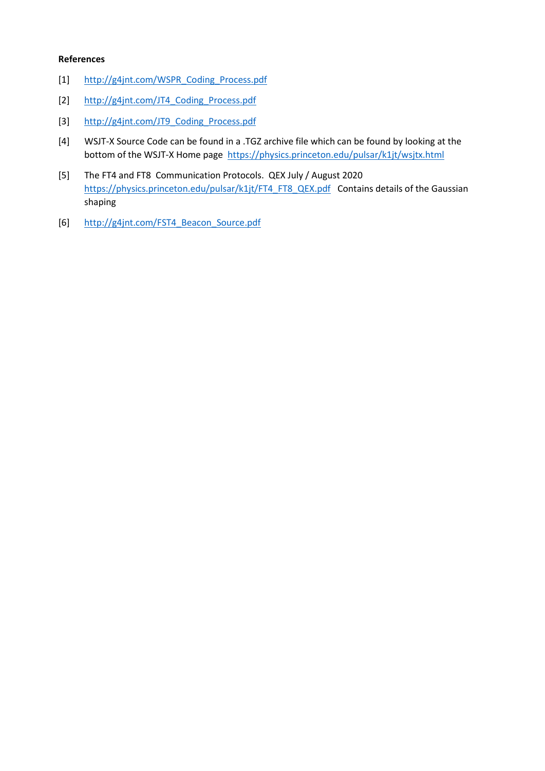**References**

[1] http://g4jnt.com/WSPR_Coding_Process.pdf

[2] http://g4jnt.com/JT4_Coding_Process.pdf

[3] http://g4jnt.com/JT9_Coding_Process.pdf

[4] WSJT-X Source Code can be found in a .TGZ archive file which can be found by looking at the bottom of the WSJT-X Home page https://physics.princeton.edu/pulsar/k1jt/wsjtx.html

[5] The FT4 and FT8 Communication Protocols. QEX July / August 2020 https://physics.princeton.edu/pulsar/k1jt/FT4_FT8_QEX.pdf Contains details of the Gaussian shaping

[6] http://g4jnt.com/FST4_Beacon_Source.pdf